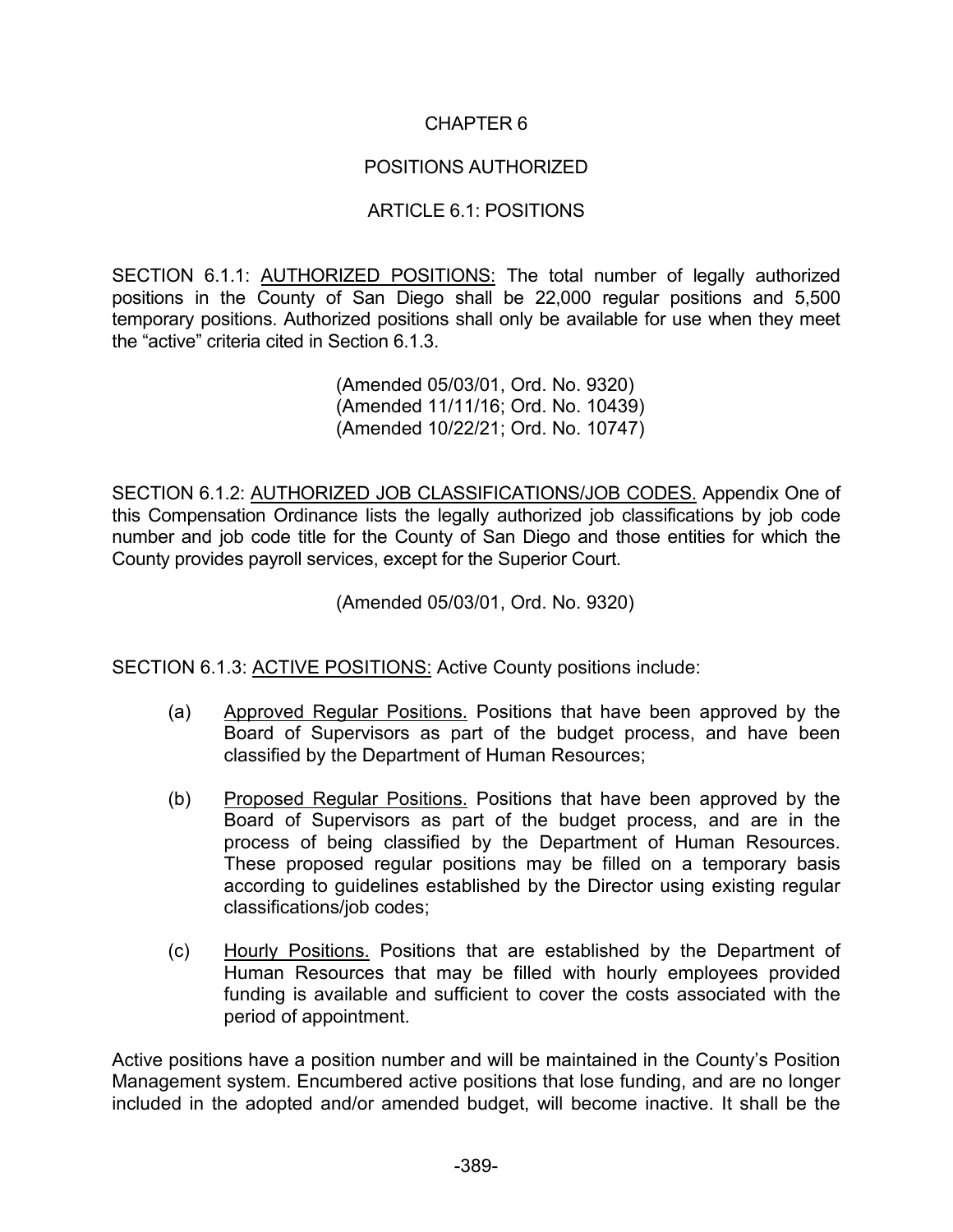# CHAPTER 6

## POSITIONS AUTHORIZED

### ARTICLE 6.1: POSITIONS

SECTION 6.1.1: AUTHORIZED POSITIONS: The total number of legally authorized positions in the County of San Diego shall be 22,000 regular positions and 5,500 temporary positions. Authorized positions shall only be available for use when they meet the "active" criteria cited in Section 6.1.3.

(Amended 05/03/01, Ord. No. 9320)
(Amended 11/11/16; Ord. No. 10439)
(Amended 10/22/21; Ord. No. 10747)

SECTION 6.1.2: AUTHORIZED JOB CLASSIFICATIONS/JOB CODES. Appendix One of this Compensation Ordinance lists the legally authorized job classifications by job code number and job code title for the County of San Diego and those entities for which the County provides payroll services, except for the Superior Court.

(Amended 05/03/01, Ord. No. 9320)

SECTION 6.1.3: ACTIVE POSITIONS: Active County positions include:

(a) Approved Regular Positions. Positions that have been approved by the Board of Supervisors as part of the budget process, and have been classified by the Department of Human Resources;

(b) Proposed Regular Positions. Positions that have been approved by the Board of Supervisors as part of the budget process, and are in the process of being classified by the Department of Human Resources. These proposed regular positions may be filled on a temporary basis according to guidelines established by the Director using existing regular classifications/job codes;

(c) Hourly Positions. Positions that are established by the Department of Human Resources that may be filled with hourly employees provided funding is available and sufficient to cover the costs associated with the period of appointment.

Active positions have a position number and will be maintained in the County's Position Management system. Encumbered active positions that lose funding, and are no longer included in the adopted and/or amended budget, will become inactive. It shall be the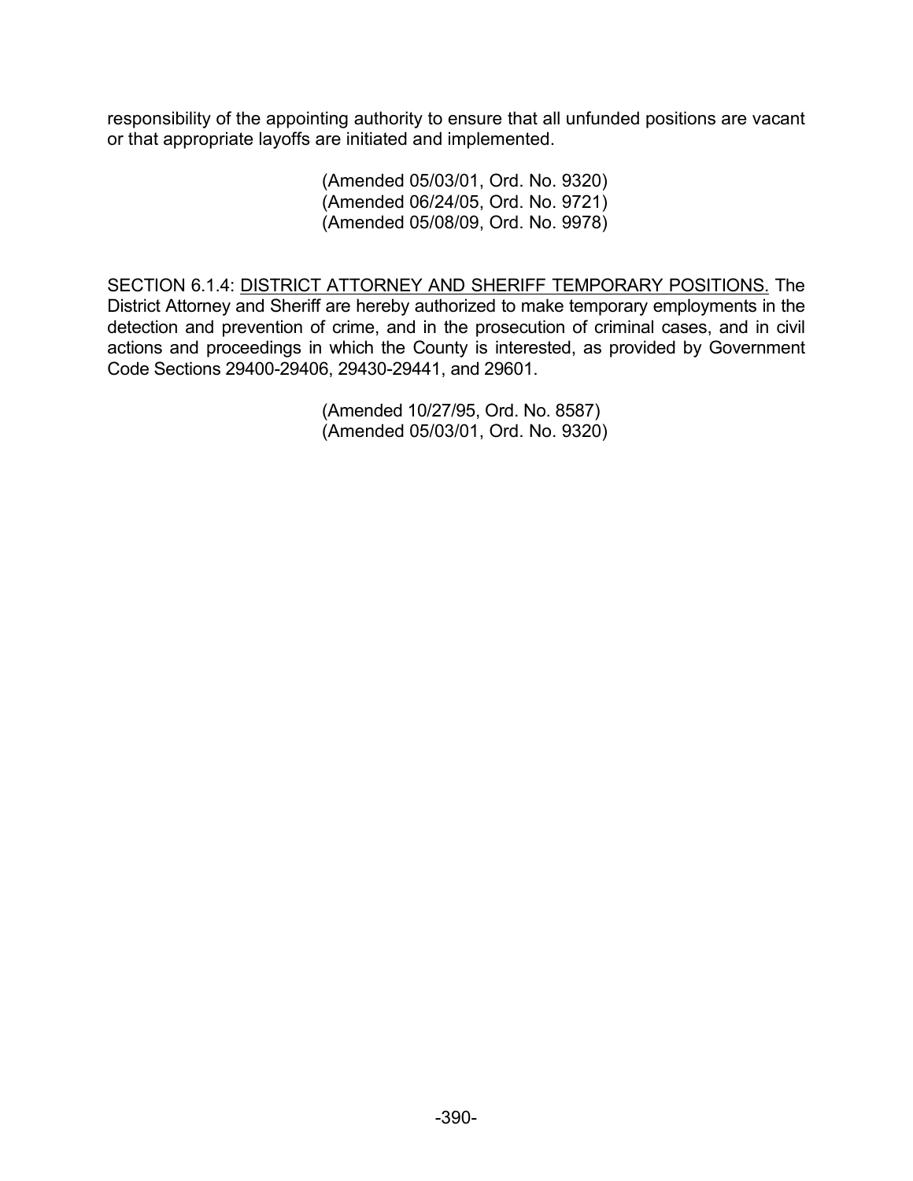responsibility of the appointing authority to ensure that all unfunded positions are vacant or that appropriate layoffs are initiated and implemented.

(Amended 05/03/01, Ord. No. 9320)
(Amended 06/24/05, Ord. No. 9721)
(Amended 05/08/09, Ord. No. 9978)

SECTION 6.1.4: <u>DISTRICT ATTORNEY AND SHERIFF TEMPORARY POSITIONS.</u> The District Attorney and Sheriff are hereby authorized to make temporary employments in the detection and prevention of crime, and in the prosecution of criminal cases, and in civil actions and proceedings in which the County is interested, as provided by Government Code Sections 29400-29406, 29430-29441, and 29601.

(Amended 10/27/95, Ord. No. 8587)
(Amended 05/03/01, Ord. No. 9320)